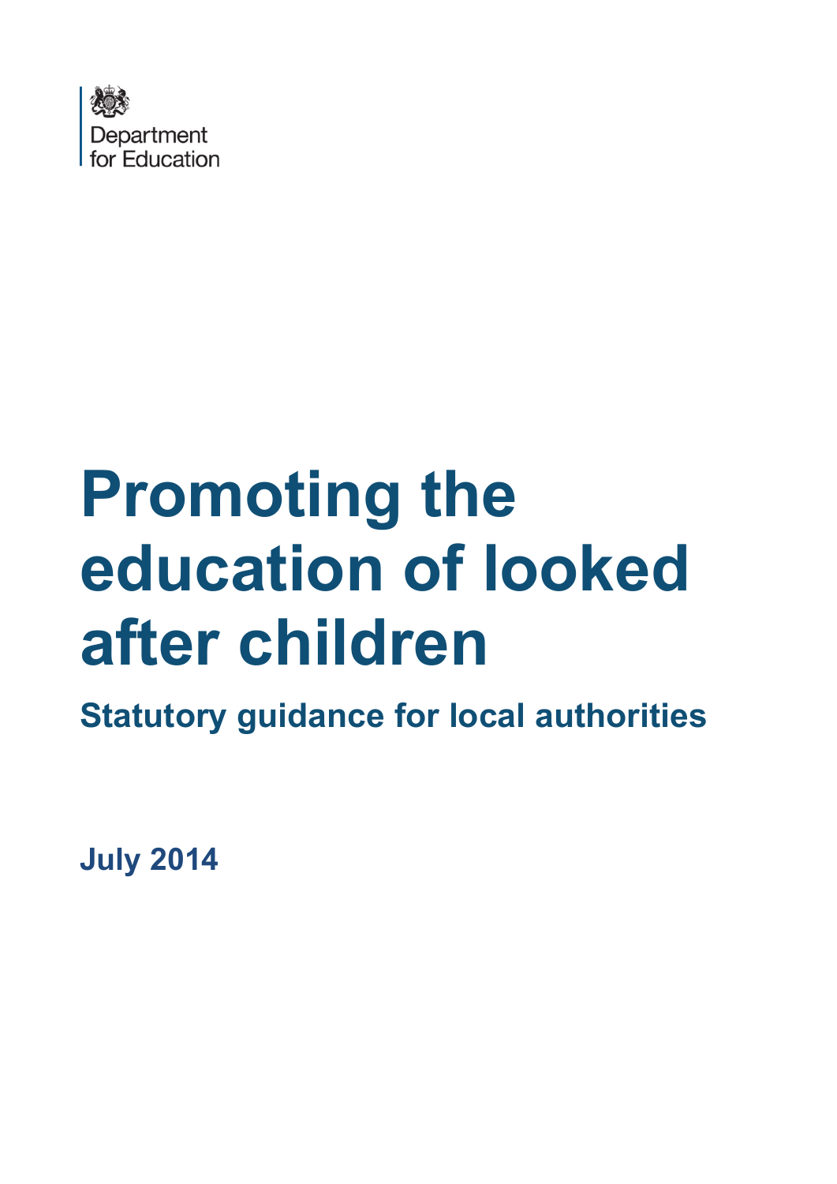Department for Education

# Promoting the education of looked after children

## Statutory guidance for local authorities

**July 2014**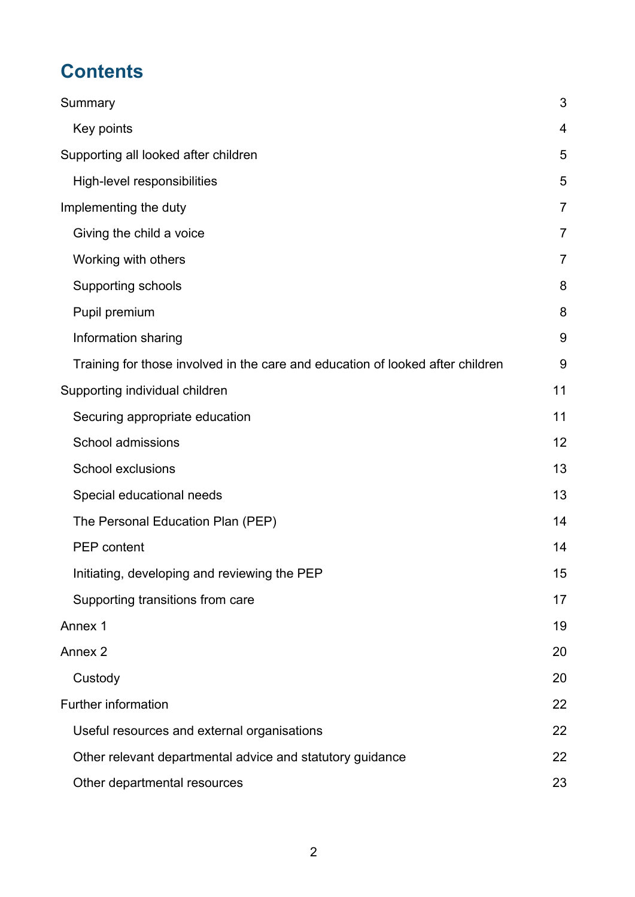# Contents

- Summary 3
  - Key points 4
- Supporting all looked after children 5
  - High-level responsibilities 5
- Implementing the duty 7
  - Giving the child a voice 7
  - Working with others 7
  - Supporting schools 8
  - Pupil premium 8
  - Information sharing 9
  - Training for those involved in the care and education of looked after children 9
- Supporting individual children 11
  - Securing appropriate education 11
  - School admissions 12
  - School exclusions 13
  - Special educational needs 13
  - The Personal Education Plan (PEP) 14
  - PEP content 14
  - Initiating, developing and reviewing the PEP 15
  - Supporting transitions from care 17
- Annex 1 19
- Annex 2 20
  - Custody 20
- Further information 22
  - Useful resources and external organisations 22
  - Other relevant departmental advice and statutory guidance 22
  - Other departmental resources 23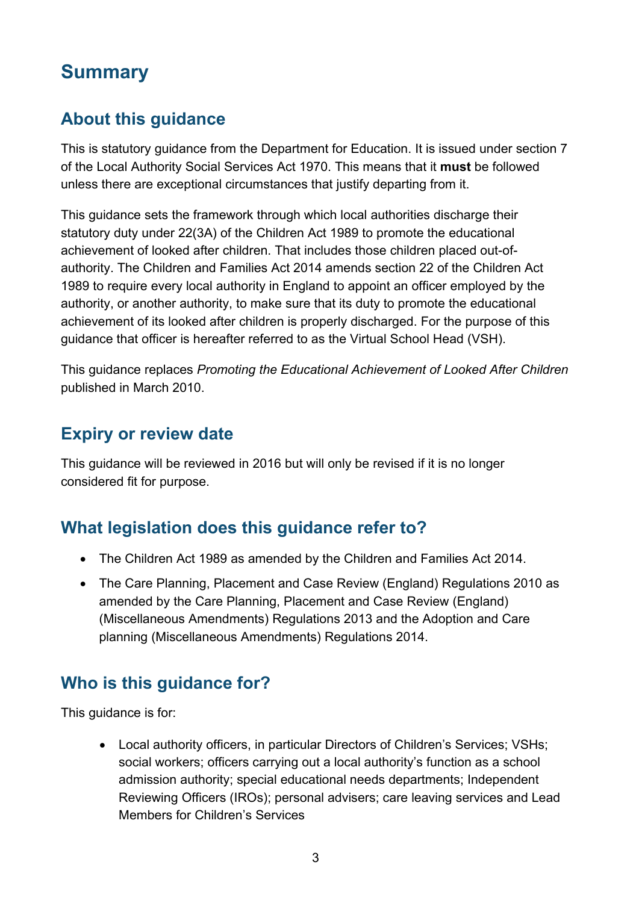# Summary

## About this guidance

This is statutory guidance from the Department for Education. It is issued under section 7 of the Local Authority Social Services Act 1970. This means that it **must** be followed unless there are exceptional circumstances that justify departing from it.

This guidance sets the framework through which local authorities discharge their statutory duty under 22(3A) of the Children Act 1989 to promote the educational achievement of looked after children. That includes those children placed out-of-authority. The Children and Families Act 2014 amends section 22 of the Children Act 1989 to require every local authority in England to appoint an officer employed by the authority, or another authority, to make sure that its duty to promote the educational achievement of its looked after children is properly discharged. For the purpose of this guidance that officer is hereafter referred to as the Virtual School Head (VSH).

This guidance replaces *Promoting the Educational Achievement of Looked After Children* published in March 2010.

## Expiry or review date

This guidance will be reviewed in 2016 but will only be revised if it is no longer considered fit for purpose.

## What legislation does this guidance refer to?

- The Children Act 1989 as amended by the Children and Families Act 2014.
- The Care Planning, Placement and Case Review (England) Regulations 2010 as amended by the Care Planning, Placement and Case Review (England) (Miscellaneous Amendments) Regulations 2013 and the Adoption and Care planning (Miscellaneous Amendments) Regulations 2014.

## Who is this guidance for?

This guidance is for:

- Local authority officers, in particular Directors of Children's Services; VSHs; social workers; officers carrying out a local authority's function as a school admission authority; special educational needs departments; Independent Reviewing Officers (IROs); personal advisers; care leaving services and Lead Members for Children's Services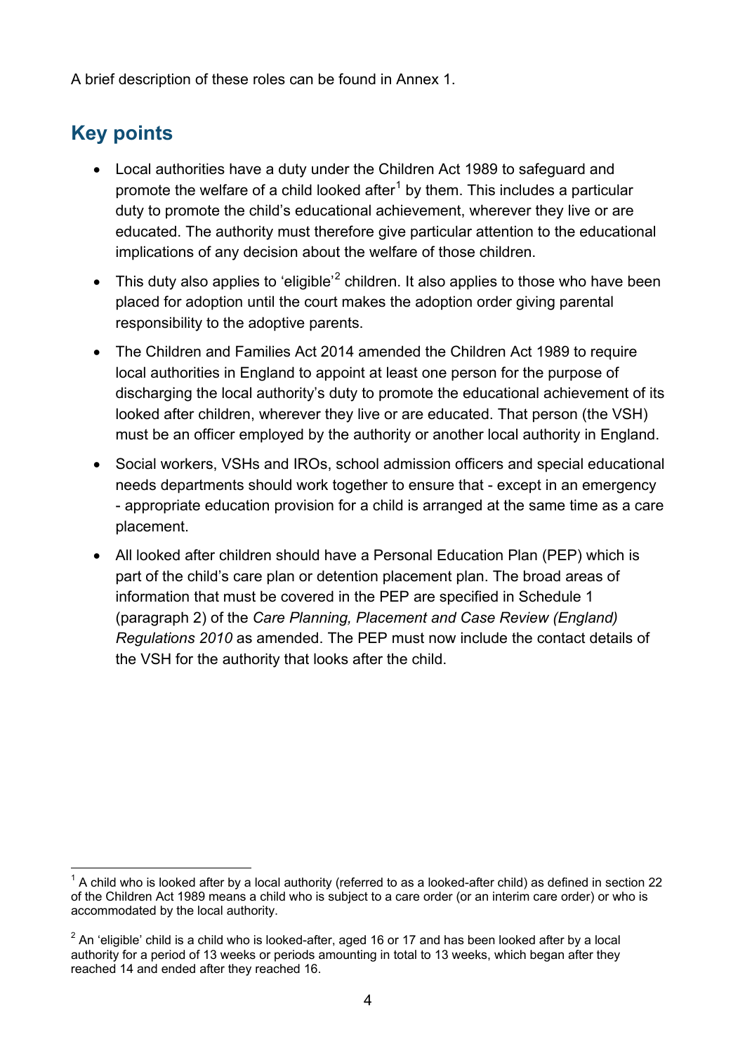A brief description of these roles can be found in Annex 1.

## Key points

- Local authorities have a duty under the Children Act 1989 to safeguard and promote the welfare of a child looked after[1] by them. This includes a particular duty to promote the child's educational achievement, wherever they live or are educated. The authority must therefore give particular attention to the educational implications of any decision about the welfare of those children.
- This duty also applies to 'eligible'[2] children. It also applies to those who have been placed for adoption until the court makes the adoption order giving parental responsibility to the adoptive parents.
- The Children and Families Act 2014 amended the Children Act 1989 to require local authorities in England to appoint at least one person for the purpose of discharging the local authority's duty to promote the educational achievement of its looked after children, wherever they live or are educated. That person (the VSH) must be an officer employed by the authority or another local authority in England.
- Social workers, VSHs and IROs, school admission officers and special educational needs departments should work together to ensure that - except in an emergency - appropriate education provision for a child is arranged at the same time as a care placement.
- All looked after children should have a Personal Education Plan (PEP) which is part of the child's care plan or detention placement plan. The broad areas of information that must be covered in the PEP are specified in Schedule 1 (paragraph 2) of the *Care Planning, Placement and Case Review (England) Regulations 2010* as amended. The PEP must now include the contact details of the VSH for the authority that looks after the child.

---

[1] A child who is looked after by a local authority (referred to as a looked-after child) as defined in section 22 of the Children Act 1989 means a child who is subject to a care order (or an interim care order) or who is accommodated by the local authority.

[2] An 'eligible' child is a child who is looked-after, aged 16 or 17 and has been looked after by a local authority for a period of 13 weeks or periods amounting in total to 13 weeks, which began after they reached 14 and ended after they reached 16.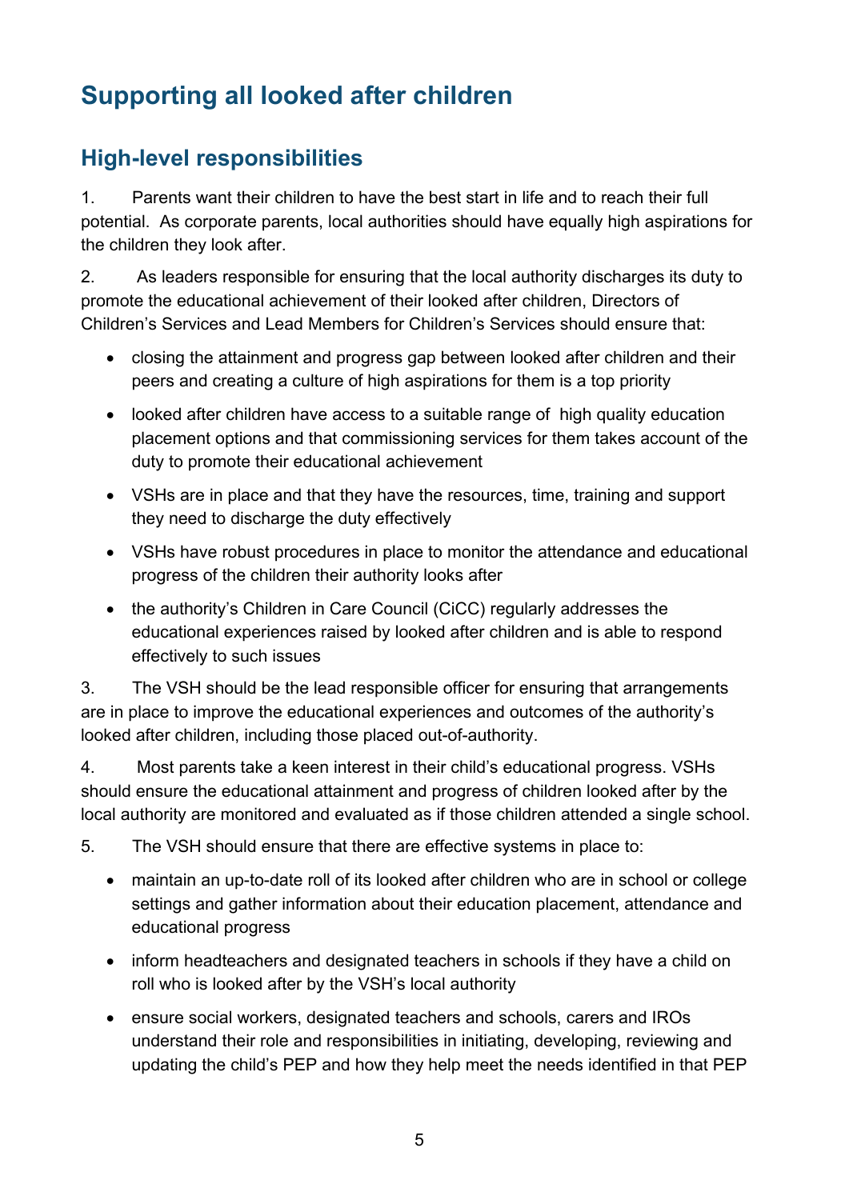# Supporting all looked after children

## High-level responsibilities

1. Parents want their children to have the best start in life and to reach their full potential. As corporate parents, local authorities should have equally high aspirations for the children they look after.

2. As leaders responsible for ensuring that the local authority discharges its duty to promote the educational achievement of their looked after children, Directors of Children's Services and Lead Members for Children's Services should ensure that:

- closing the attainment and progress gap between looked after children and their peers and creating a culture of high aspirations for them is a top priority
- looked after children have access to a suitable range of high quality education placement options and that commissioning services for them takes account of the duty to promote their educational achievement
- VSHs are in place and that they have the resources, time, training and support they need to discharge the duty effectively
- VSHs have robust procedures in place to monitor the attendance and educational progress of the children their authority looks after
- the authority's Children in Care Council (CiCC) regularly addresses the educational experiences raised by looked after children and is able to respond effectively to such issues

3. The VSH should be the lead responsible officer for ensuring that arrangements are in place to improve the educational experiences and outcomes of the authority's looked after children, including those placed out-of-authority.

4. Most parents take a keen interest in their child's educational progress. VSHs should ensure the educational attainment and progress of children looked after by the local authority are monitored and evaluated as if those children attended a single school.

5. The VSH should ensure that there are effective systems in place to:

- maintain an up-to-date roll of its looked after children who are in school or college settings and gather information about their education placement, attendance and educational progress
- inform headteachers and designated teachers in schools if they have a child on roll who is looked after by the VSH's local authority
- ensure social workers, designated teachers and schools, carers and IROs understand their role and responsibilities in initiating, developing, reviewing and updating the child's PEP and how they help meet the needs identified in that PEP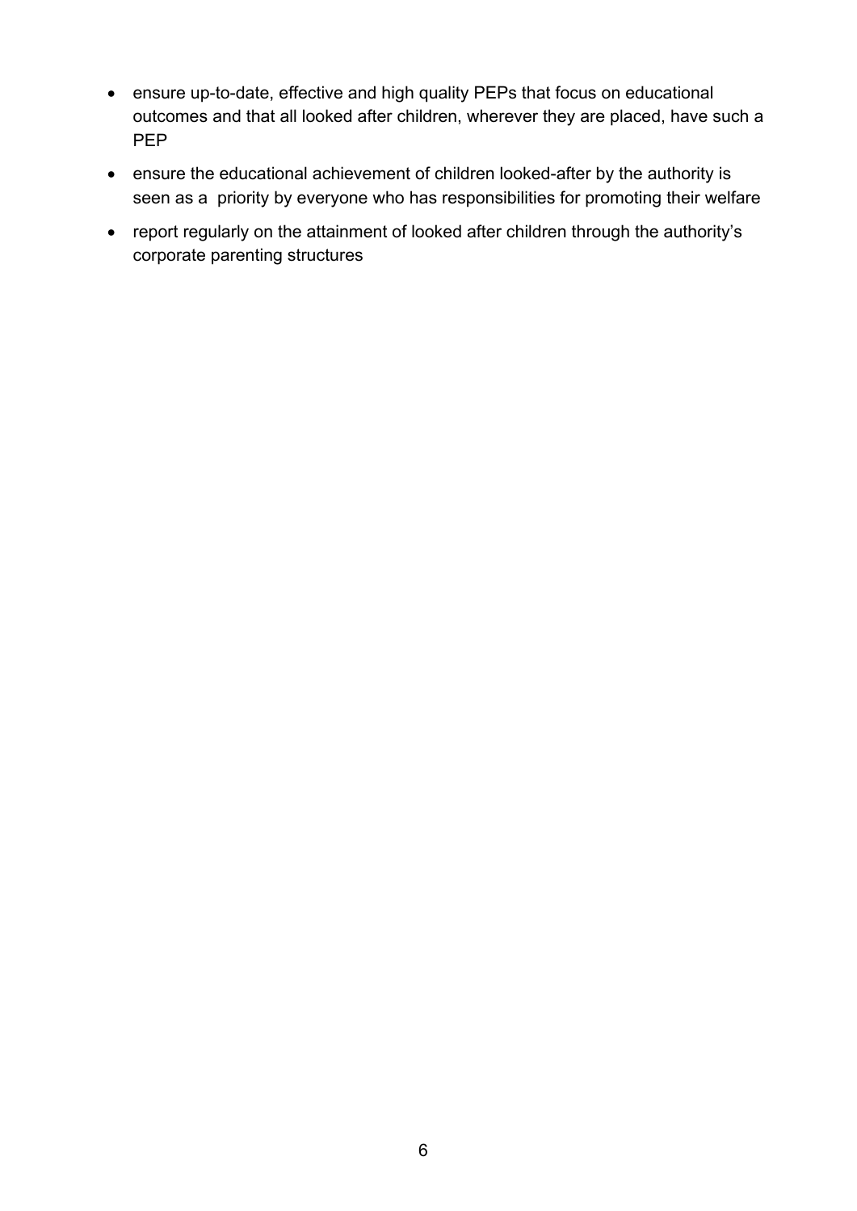- ensure up-to-date, effective and high quality PEPs that focus on educational outcomes and that all looked after children, wherever they are placed, have such a PEP
- ensure the educational achievement of children looked-after by the authority is seen as a priority by everyone who has responsibilities for promoting their welfare
- report regularly on the attainment of looked after children through the authority's corporate parenting structures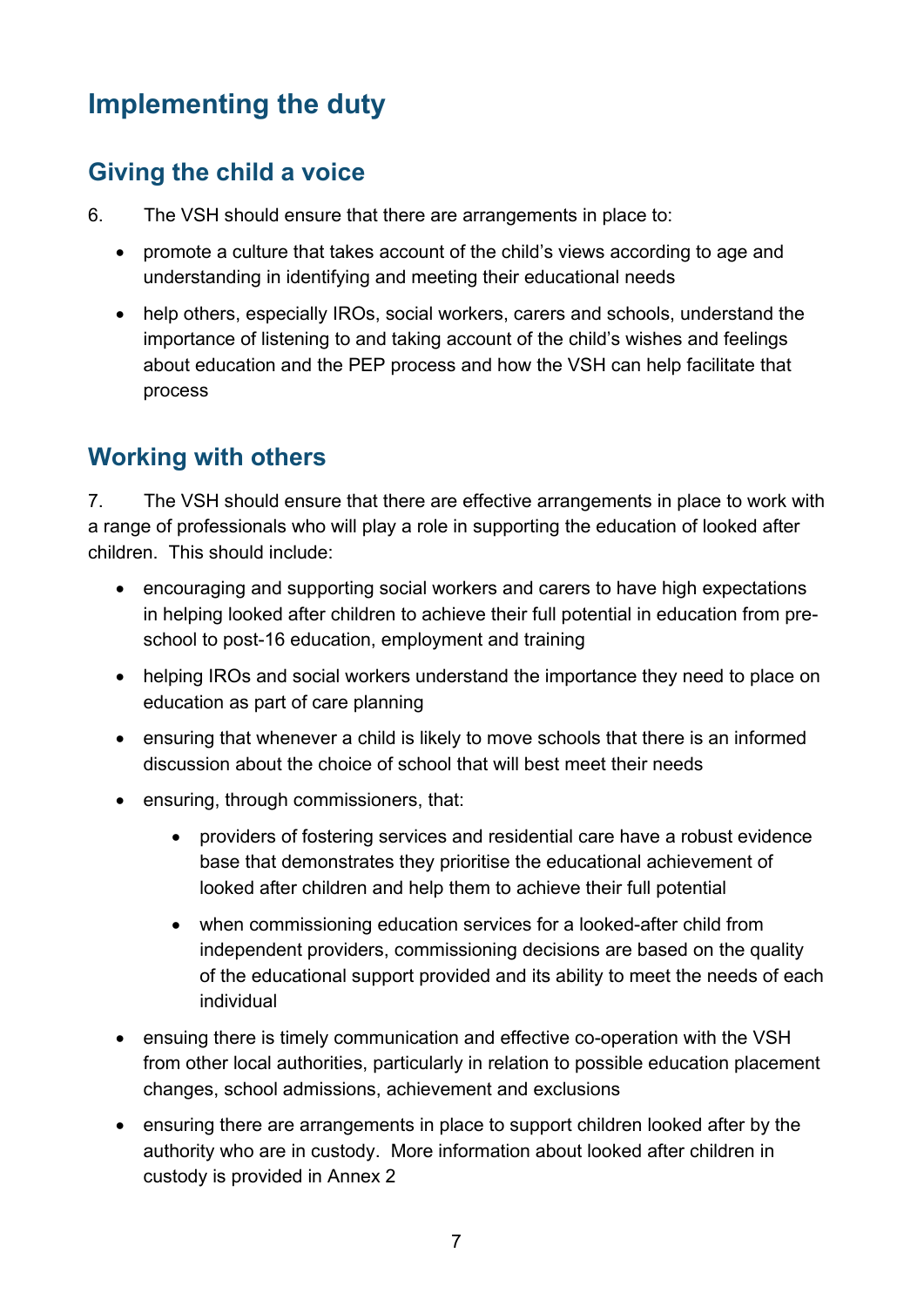# Implementing the duty

## Giving the child a voice

6. The VSH should ensure that there are arrangements in place to:

- promote a culture that takes account of the child's views according to age and understanding in identifying and meeting their educational needs
- help others, especially IROs, social workers, carers and schools, understand the importance of listening to and taking account of the child's wishes and feelings about education and the PEP process and how the VSH can help facilitate that process

## Working with others

7. The VSH should ensure that there are effective arrangements in place to work with a range of professionals who will play a role in supporting the education of looked after children. This should include:

- encouraging and supporting social workers and carers to have high expectations in helping looked after children to achieve their full potential in education from pre-school to post-16 education, employment and training
- helping IROs and social workers understand the importance they need to place on education as part of care planning
- ensuring that whenever a child is likely to move schools that there is an informed discussion about the choice of school that will best meet their needs
- ensuring, through commissioners, that:
  - providers of fostering services and residential care have a robust evidence base that demonstrates they prioritise the educational achievement of looked after children and help them to achieve their full potential
  - when commissioning education services for a looked-after child from independent providers, commissioning decisions are based on the quality of the educational support provided and its ability to meet the needs of each individual
- ensuing there is timely communication and effective co-operation with the VSH from other local authorities, particularly in relation to possible education placement changes, school admissions, achievement and exclusions
- ensuring there are arrangements in place to support children looked after by the authority who are in custody. More information about looked after children in custody is provided in Annex 2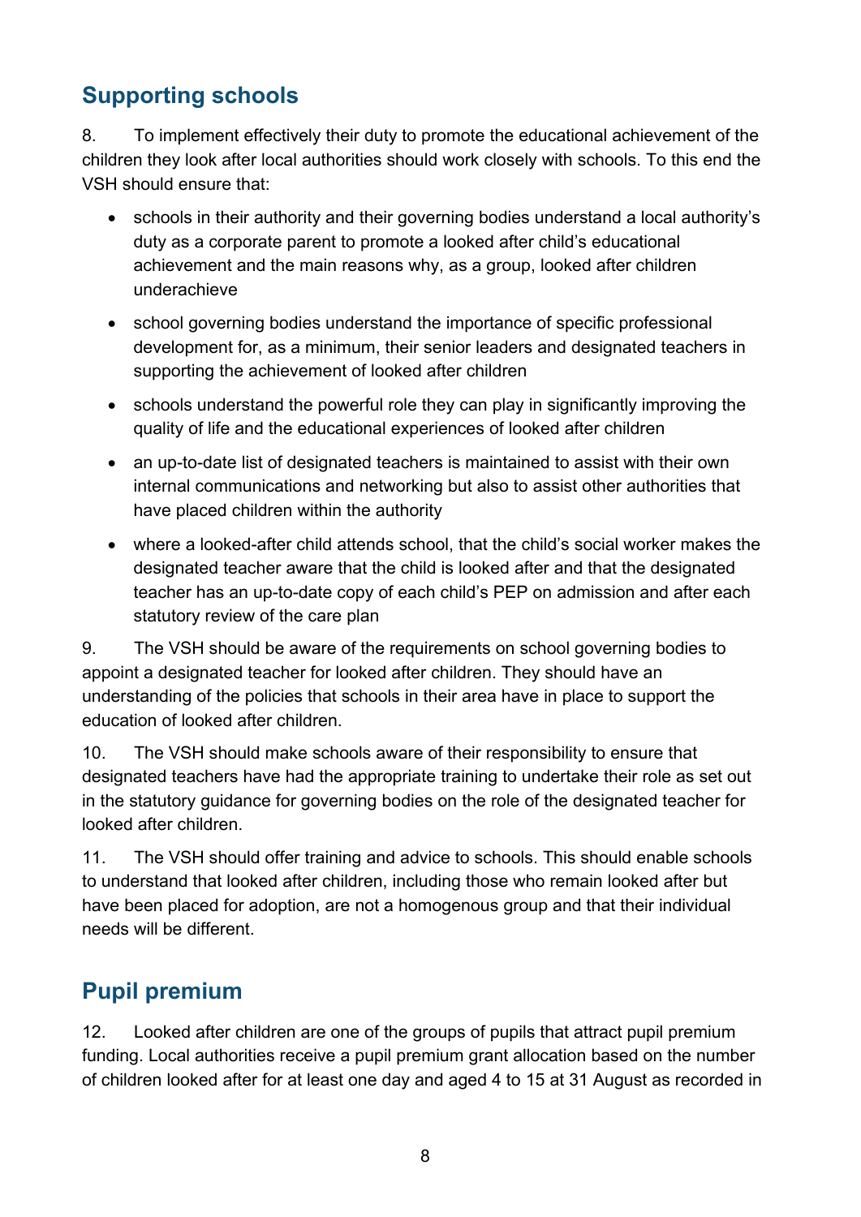## Supporting schools

8. To implement effectively their duty to promote the educational achievement of the children they look after local authorities should work closely with schools. To this end the VSH should ensure that:

- schools in their authority and their governing bodies understand a local authority's duty as a corporate parent to promote a looked after child's educational achievement and the main reasons why, as a group, looked after children underachieve
- school governing bodies understand the importance of specific professional development for, as a minimum, their senior leaders and designated teachers in supporting the achievement of looked after children
- schools understand the powerful role they can play in significantly improving the quality of life and the educational experiences of looked after children
- an up-to-date list of designated teachers is maintained to assist with their own internal communications and networking but also to assist other authorities that have placed children within the authority
- where a looked-after child attends school, that the child's social worker makes the designated teacher aware that the child is looked after and that the designated teacher has an up-to-date copy of each child's PEP on admission and after each statutory review of the care plan

9. The VSH should be aware of the requirements on school governing bodies to appoint a designated teacher for looked after children. They should have an understanding of the policies that schools in their area have in place to support the education of looked after children.

10. The VSH should make schools aware of their responsibility to ensure that designated teachers have had the appropriate training to undertake their role as set out in the statutory guidance for governing bodies on the role of the designated teacher for looked after children.

11. The VSH should offer training and advice to schools. This should enable schools to understand that looked after children, including those who remain looked after but have been placed for adoption, are not a homogenous group and that their individual needs will be different.

## Pupil premium

12. Looked after children are one of the groups of pupils that attract pupil premium funding. Local authorities receive a pupil premium grant allocation based on the number of children looked after for at least one day and aged 4 to 15 at 31 August as recorded in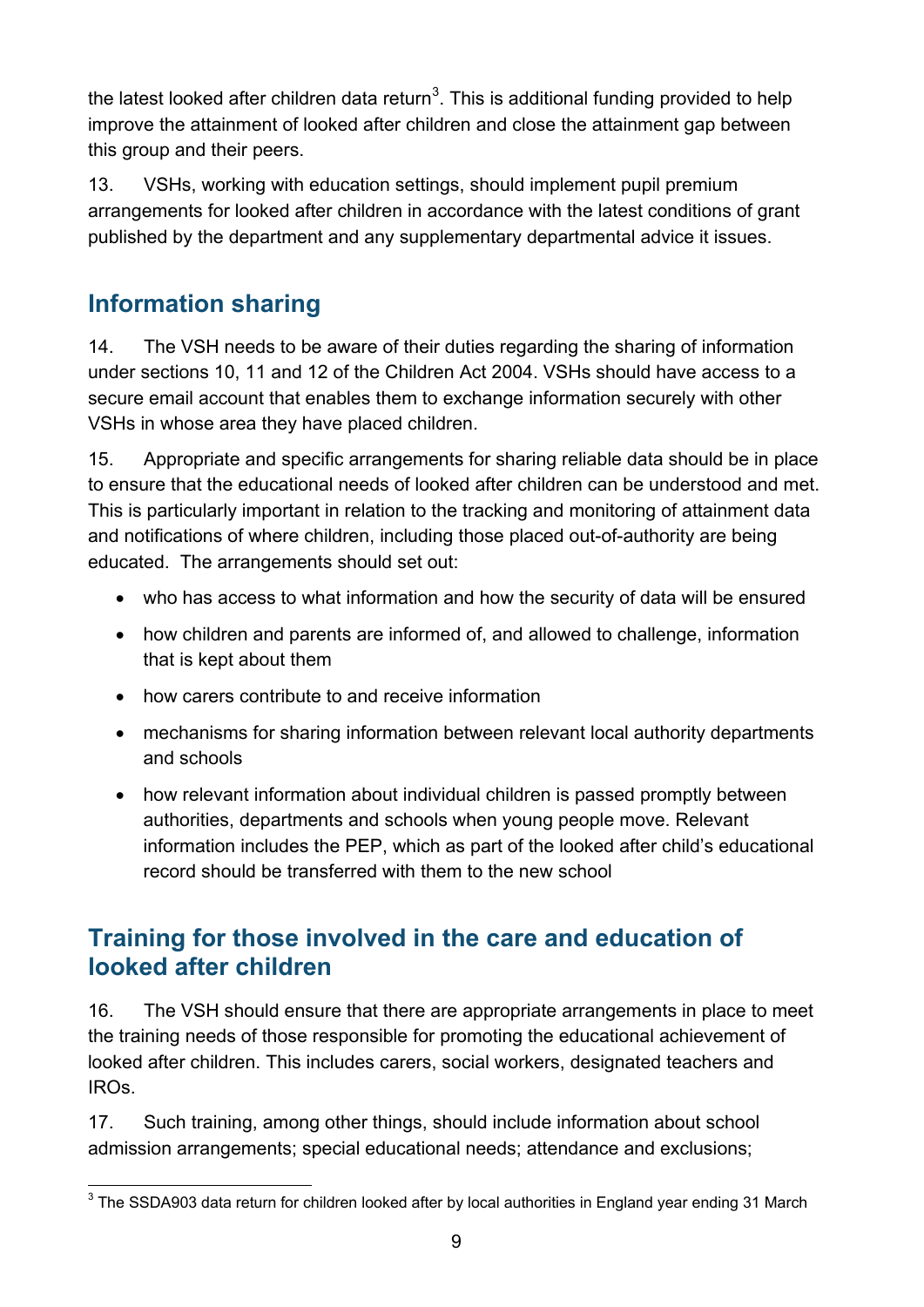the latest looked after children data return[3]. This is additional funding provided to help improve the attainment of looked after children and close the attainment gap between this group and their peers.

13. VSHs, working with education settings, should implement pupil premium arrangements for looked after children in accordance with the latest conditions of grant published by the department and any supplementary departmental advice it issues.

## Information sharing

14. The VSH needs to be aware of their duties regarding the sharing of information under sections 10, 11 and 12 of the Children Act 2004. VSHs should have access to a secure email account that enables them to exchange information securely with other VSHs in whose area they have placed children.

15. Appropriate and specific arrangements for sharing reliable data should be in place to ensure that the educational needs of looked after children can be understood and met. This is particularly important in relation to the tracking and monitoring of attainment data and notifications of where children, including those placed out-of-authority are being educated. The arrangements should set out:

- who has access to what information and how the security of data will be ensured
- how children and parents are informed of, and allowed to challenge, information that is kept about them
- how carers contribute to and receive information
- mechanisms for sharing information between relevant local authority departments and schools
- how relevant information about individual children is passed promptly between authorities, departments and schools when young people move. Relevant information includes the PEP, which as part of the looked after child's educational record should be transferred with them to the new school

## Training for those involved in the care and education of looked after children

16. The VSH should ensure that there are appropriate arrangements in place to meet the training needs of those responsible for promoting the educational achievement of looked after children. This includes carers, social workers, designated teachers and IROs.

17. Such training, among other things, should include information about school admission arrangements; special educational needs; attendance and exclusions;

[3] The SSDA903 data return for children looked after by local authorities in England year ending 31 March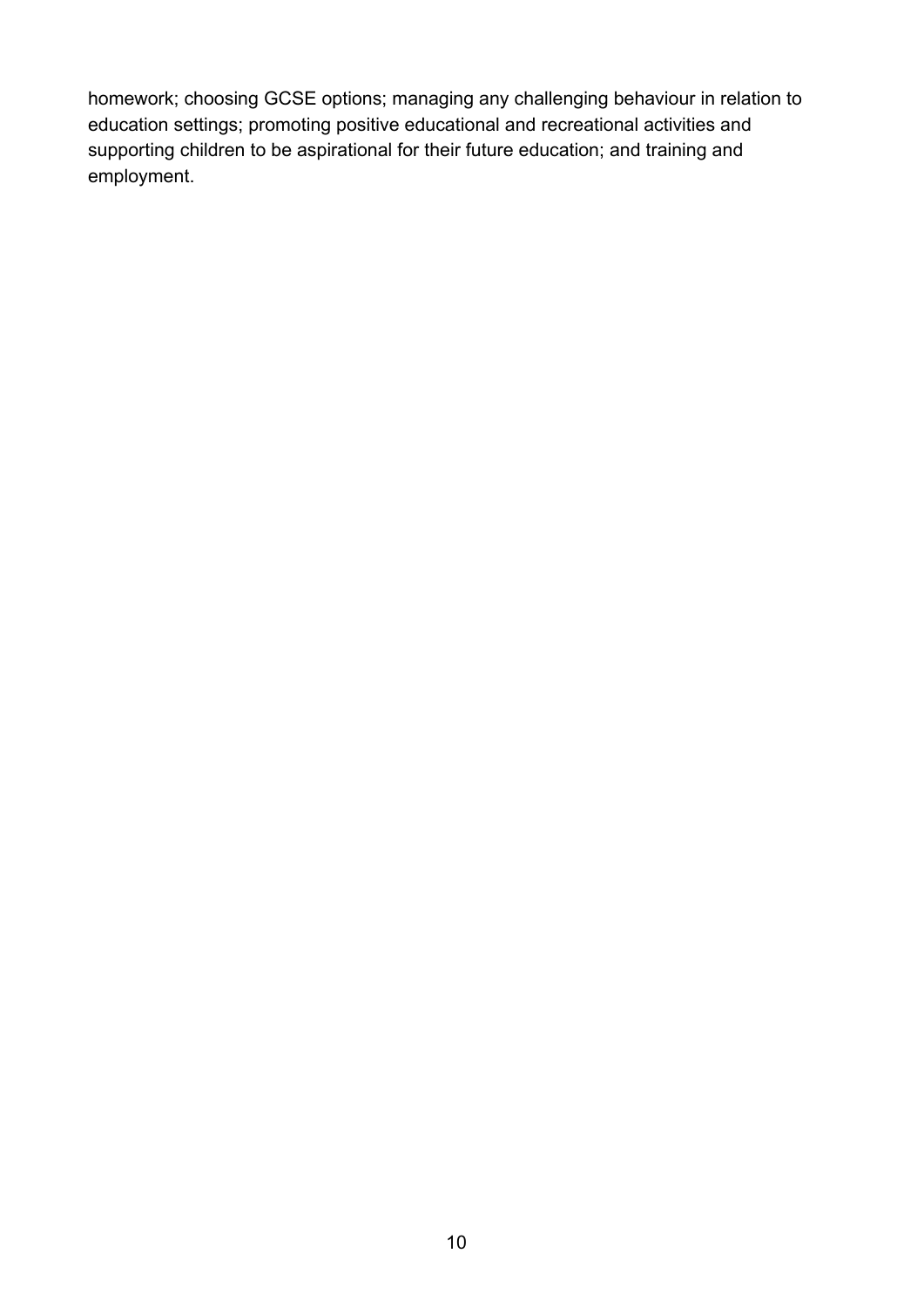homework; choosing GCSE options; managing any challenging behaviour in relation to education settings; promoting positive educational and recreational activities and supporting children to be aspirational for their future education; and training and employment.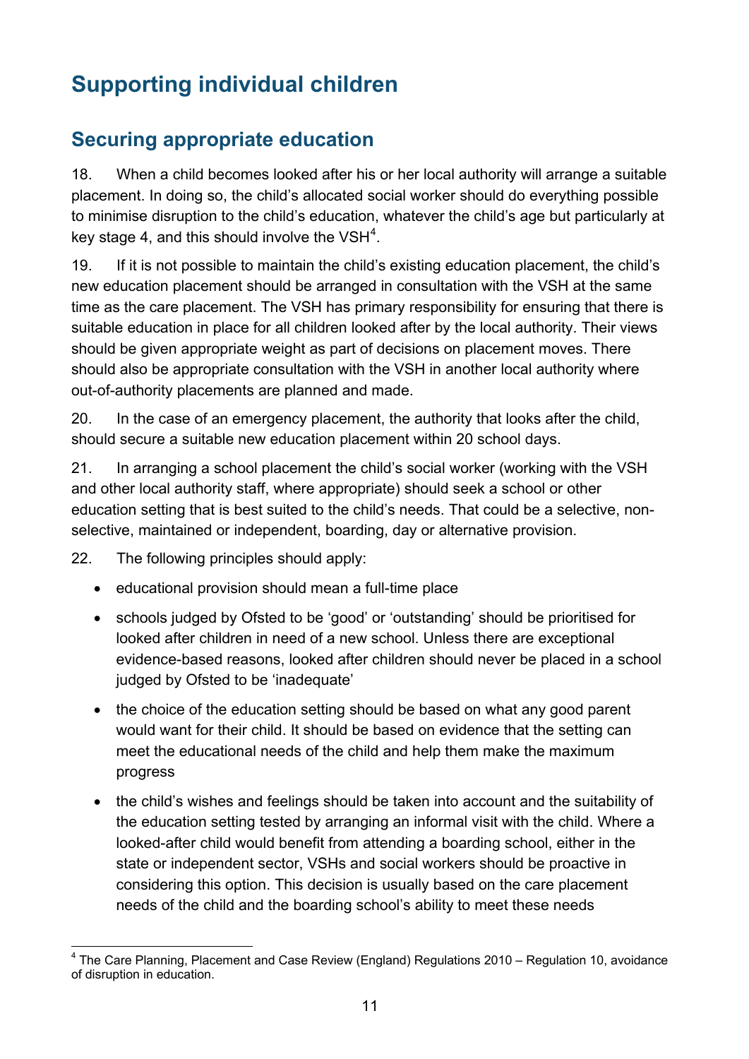# Supporting individual children

## Securing appropriate education

18. When a child becomes looked after his or her local authority will arrange a suitable placement. In doing so, the child's allocated social worker should do everything possible to minimise disruption to the child's education, whatever the child's age but particularly at key stage 4, and this should involve the VSH[4].

19. If it is not possible to maintain the child's existing education placement, the child's new education placement should be arranged in consultation with the VSH at the same time as the care placement. The VSH has primary responsibility for ensuring that there is suitable education in place for all children looked after by the local authority. Their views should be given appropriate weight as part of decisions on placement moves. There should also be appropriate consultation with the VSH in another local authority where out-of-authority placements are planned and made.

20. In the case of an emergency placement, the authority that looks after the child, should secure a suitable new education placement within 20 school days.

21. In arranging a school placement the child's social worker (working with the VSH and other local authority staff, where appropriate) should seek a school or other education setting that is best suited to the child's needs. That could be a selective, non-selective, maintained or independent, boarding, day or alternative provision.

22. The following principles should apply:

- educational provision should mean a full-time place
- schools judged by Ofsted to be 'good' or 'outstanding' should be prioritised for looked after children in need of a new school. Unless there are exceptional evidence-based reasons, looked after children should never be placed in a school judged by Ofsted to be 'inadequate'
- the choice of the education setting should be based on what any good parent would want for their child. It should be based on evidence that the setting can meet the educational needs of the child and help them make the maximum progress
- the child's wishes and feelings should be taken into account and the suitability of the education setting tested by arranging an informal visit with the child. Where a looked-after child would benefit from attending a boarding school, either in the state or independent sector, VSHs and social workers should be proactive in considering this option. This decision is usually based on the care placement needs of the child and the boarding school's ability to meet these needs

[4] The Care Planning, Placement and Case Review (England) Regulations 2010 – Regulation 10, avoidance of disruption in education.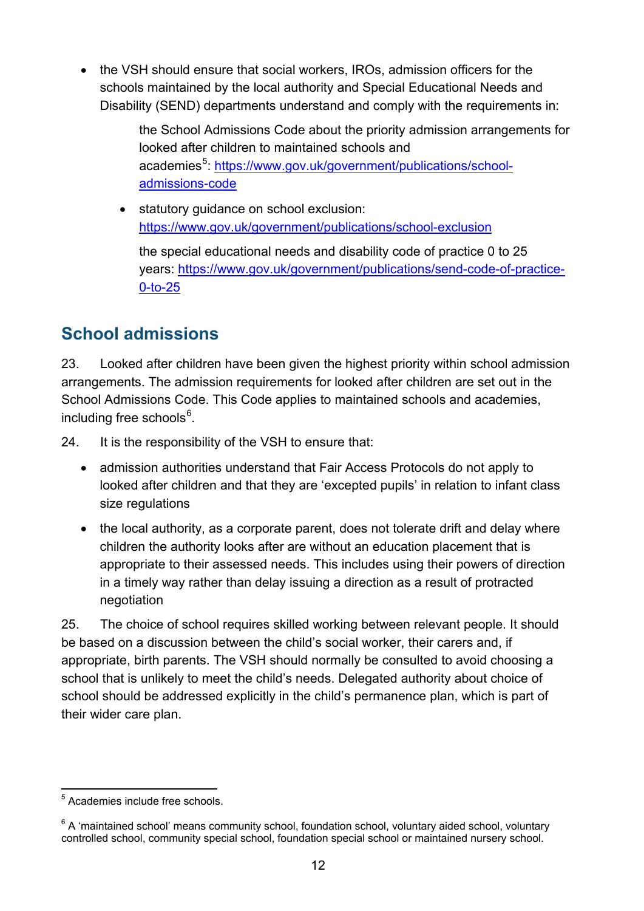- the VSH should ensure that social workers, IROs, admission officers for the schools maintained by the local authority and Special Educational Needs and Disability (SEND) departments understand and comply with the requirements in:

  the School Admissions Code about the priority admission arrangements for looked after children to maintained schools and academies[5]: https://www.gov.uk/government/publications/school-admissions-code

  - statutory guidance on school exclusion: https://www.gov.uk/government/publications/school-exclusion

  the special educational needs and disability code of practice 0 to 25 years: https://www.gov.uk/government/publications/send-code-of-practice-0-to-25

## School admissions

23. Looked after children have been given the highest priority within school admission arrangements. The admission requirements for looked after children are set out in the School Admissions Code. This Code applies to maintained schools and academies, including free schools[6].

24. It is the responsibility of the VSH to ensure that:

- admission authorities understand that Fair Access Protocols do not apply to looked after children and that they are 'excepted pupils' in relation to infant class size regulations
- the local authority, as a corporate parent, does not tolerate drift and delay where children the authority looks after are without an education placement that is appropriate to their assessed needs. This includes using their powers of direction in a timely way rather than delay issuing a direction as a result of protracted negotiation

25. The choice of school requires skilled working between relevant people. It should be based on a discussion between the child's social worker, their carers and, if appropriate, birth parents. The VSH should normally be consulted to avoid choosing a school that is unlikely to meet the child's needs. Delegated authority about choice of school should be addressed explicitly in the child's permanence plan, which is part of their wider care plan.

---

[5] Academies include free schools.

[6] A 'maintained school' means community school, foundation school, voluntary aided school, voluntary controlled school, community special school, foundation special school or maintained nursery school.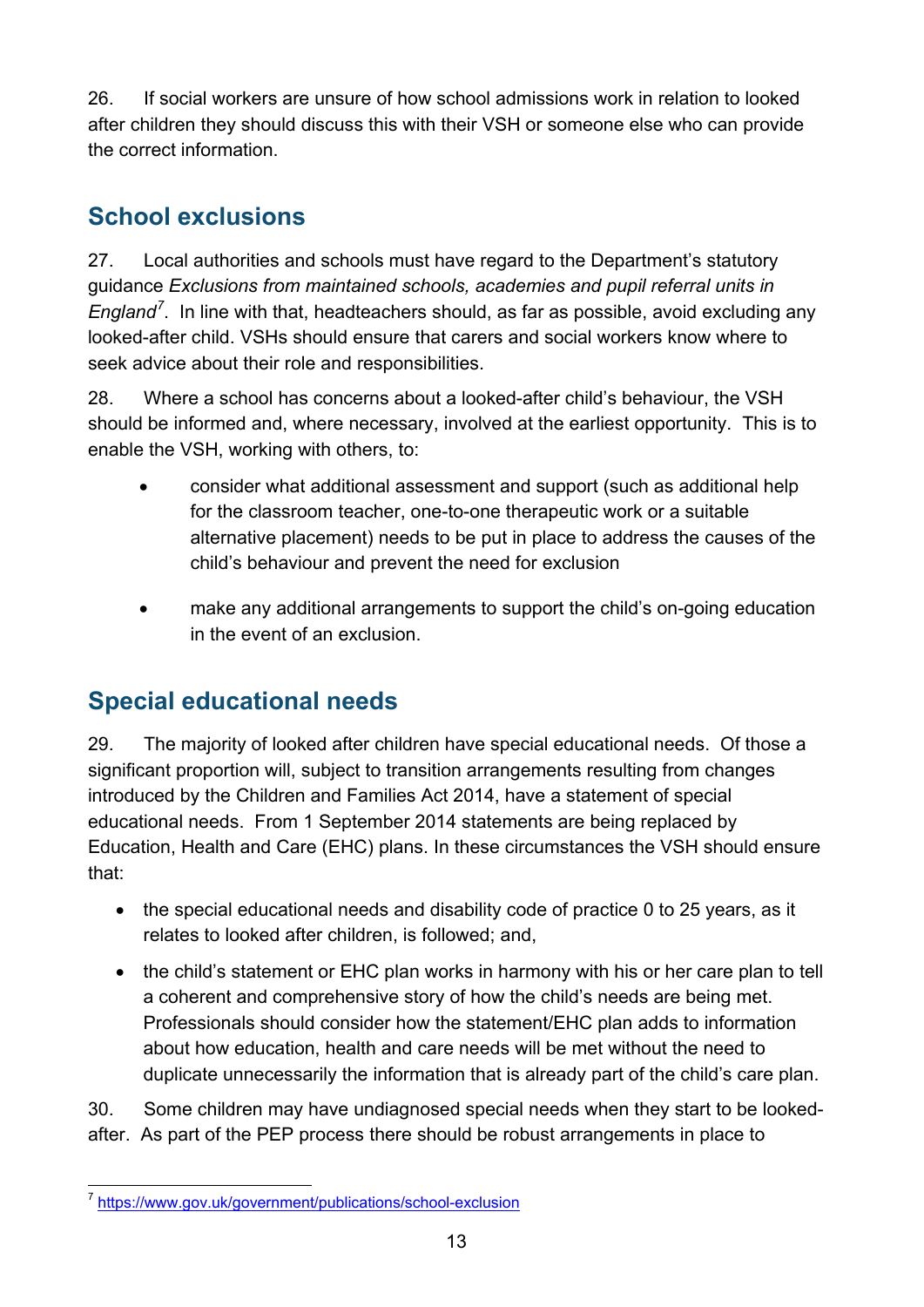26. If social workers are unsure of how school admissions work in relation to looked after children they should discuss this with their VSH or someone else who can provide the correct information.

## School exclusions

27. Local authorities and schools must have regard to the Department's statutory guidance *Exclusions from maintained schools, academies and pupil referral units in England*[7]. In line with that, headteachers should, as far as possible, avoid excluding any looked-after child. VSHs should ensure that carers and social workers know where to seek advice about their role and responsibilities.

28. Where a school has concerns about a looked-after child's behaviour, the VSH should be informed and, where necessary, involved at the earliest opportunity. This is to enable the VSH, working with others, to:

- consider what additional assessment and support (such as additional help for the classroom teacher, one-to-one therapeutic work or a suitable alternative placement) needs to be put in place to address the causes of the child's behaviour and prevent the need for exclusion
- make any additional arrangements to support the child's on-going education in the event of an exclusion.

## Special educational needs

29. The majority of looked after children have special educational needs. Of those a significant proportion will, subject to transition arrangements resulting from changes introduced by the Children and Families Act 2014, have a statement of special educational needs. From 1 September 2014 statements are being replaced by Education, Health and Care (EHC) plans. In these circumstances the VSH should ensure that:

- the special educational needs and disability code of practice 0 to 25 years, as it relates to looked after children, is followed; and,
- the child's statement or EHC plan works in harmony with his or her care plan to tell a coherent and comprehensive story of how the child's needs are being met. Professionals should consider how the statement/EHC plan adds to information about how education, health and care needs will be met without the need to duplicate unnecessarily the information that is already part of the child's care plan.

30. Some children may have undiagnosed special needs when they start to be looked-after. As part of the PEP process there should be robust arrangements in place to

---

[7] https://www.gov.uk/government/publications/school-exclusion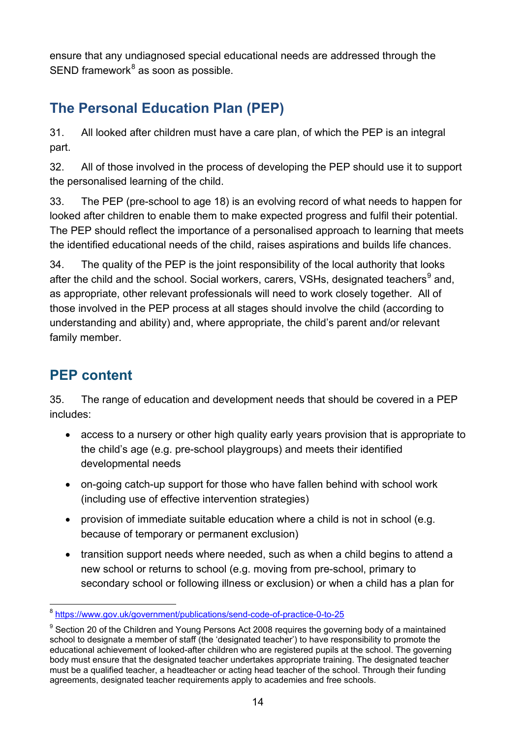ensure that any undiagnosed special educational needs are addressed through the SEND framework[8] as soon as possible.

## The Personal Education Plan (PEP)

31. All looked after children must have a care plan, of which the PEP is an integral part.

32. All of those involved in the process of developing the PEP should use it to support the personalised learning of the child.

33. The PEP (pre-school to age 18) is an evolving record of what needs to happen for looked after children to enable them to make expected progress and fulfil their potential. The PEP should reflect the importance of a personalised approach to learning that meets the identified educational needs of the child, raises aspirations and builds life chances.

34. The quality of the PEP is the joint responsibility of the local authority that looks after the child and the school. Social workers, carers, VSHs, designated teachers[9] and, as appropriate, other relevant professionals will need to work closely together. All of those involved in the PEP process at all stages should involve the child (according to understanding and ability) and, where appropriate, the child's parent and/or relevant family member.

## PEP content

35. The range of education and development needs that should be covered in a PEP includes:

- access to a nursery or other high quality early years provision that is appropriate to the child's age (e.g. pre-school playgroups) and meets their identified developmental needs
- on-going catch-up support for those who have fallen behind with school work (including use of effective intervention strategies)
- provision of immediate suitable education where a child is not in school (e.g. because of temporary or permanent exclusion)
- transition support needs where needed, such as when a child begins to attend a new school or returns to school (e.g. moving from pre-school, primary to secondary school or following illness or exclusion) or when a child has a plan for

---

[8] https://www.gov.uk/government/publications/send-code-of-practice-0-to-25

[9] Section 20 of the Children and Young Persons Act 2008 requires the governing body of a maintained school to designate a member of staff (the 'designated teacher') to have responsibility to promote the educational achievement of looked-after children who are registered pupils at the school. The governing body must ensure that the designated teacher undertakes appropriate training. The designated teacher must be a qualified teacher, a headteacher or acting head teacher of the school. Through their funding agreements, designated teacher requirements apply to academies and free schools.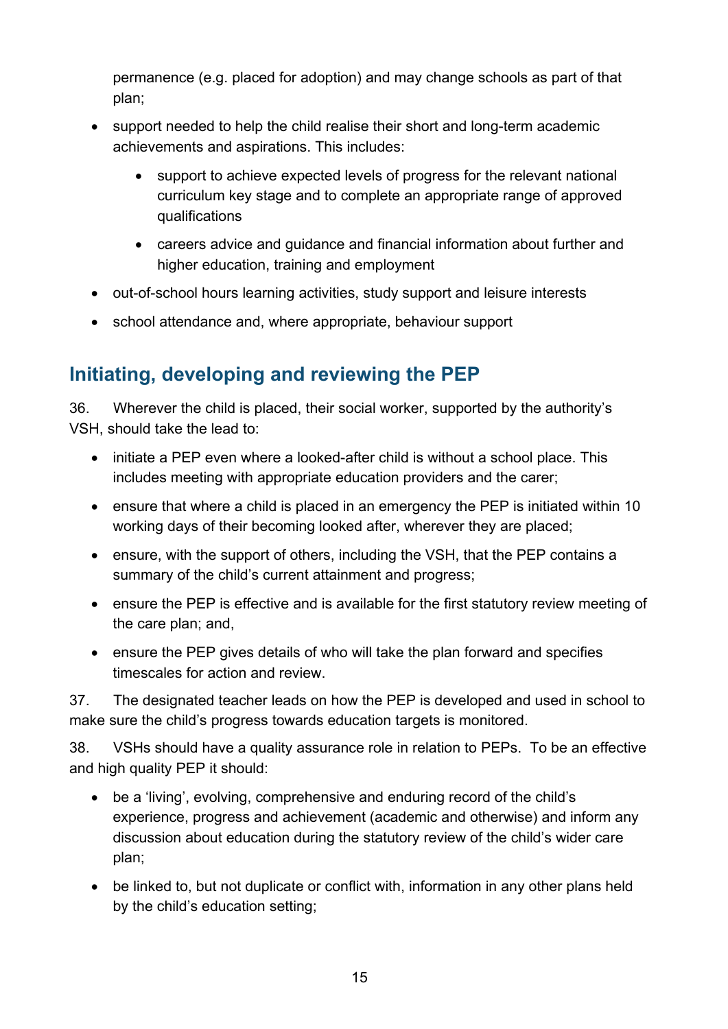permanence (e.g. placed for adoption) and may change schools as part of that plan;

- support needed to help the child realise their short and long-term academic achievements and aspirations. This includes:
    - support to achieve expected levels of progress for the relevant national curriculum key stage and to complete an appropriate range of approved qualifications
    - careers advice and guidance and financial information about further and higher education, training and employment
- out-of-school hours learning activities, study support and leisure interests
- school attendance and, where appropriate, behaviour support

## Initiating, developing and reviewing the PEP

36. Wherever the child is placed, their social worker, supported by the authority's VSH, should take the lead to:

- initiate a PEP even where a looked-after child is without a school place. This includes meeting with appropriate education providers and the carer;
- ensure that where a child is placed in an emergency the PEP is initiated within 10 working days of their becoming looked after, wherever they are placed;
- ensure, with the support of others, including the VSH, that the PEP contains a summary of the child's current attainment and progress;
- ensure the PEP is effective and is available for the first statutory review meeting of the care plan; and,
- ensure the PEP gives details of who will take the plan forward and specifies timescales for action and review.

37. The designated teacher leads on how the PEP is developed and used in school to make sure the child's progress towards education targets is monitored.

38. VSHs should have a quality assurance role in relation to PEPs. To be an effective and high quality PEP it should:

- be a 'living', evolving, comprehensive and enduring record of the child's experience, progress and achievement (academic and otherwise) and inform any discussion about education during the statutory review of the child's wider care plan;
- be linked to, but not duplicate or conflict with, information in any other plans held by the child's education setting;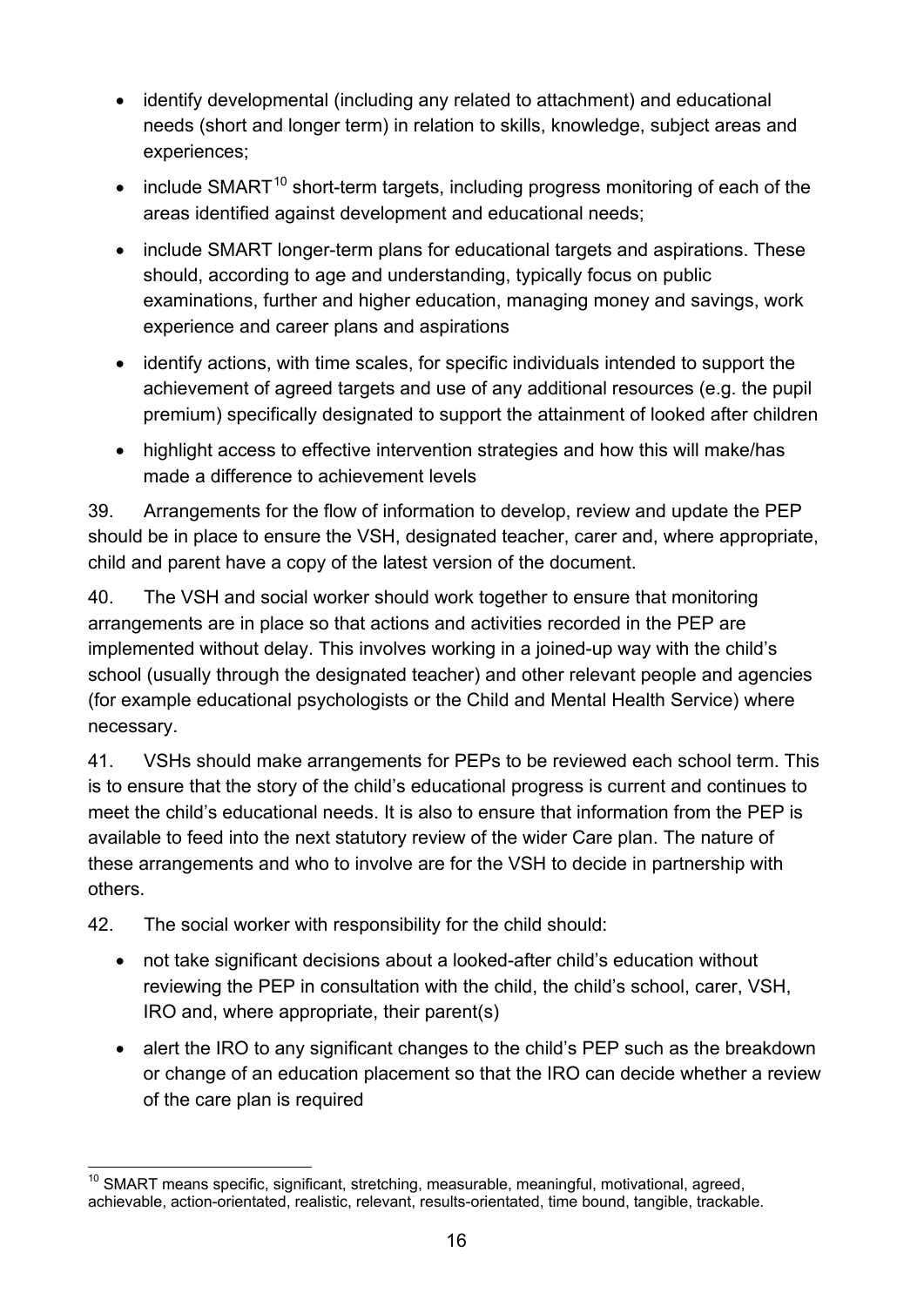- identify developmental (including any related to attachment) and educational needs (short and longer term) in relation to skills, knowledge, subject areas and experiences;
- include SMART[10] short-term targets, including progress monitoring of each of the areas identified against development and educational needs;
- include SMART longer-term plans for educational targets and aspirations. These should, according to age and understanding, typically focus on public examinations, further and higher education, managing money and savings, work experience and career plans and aspirations
- identify actions, with time scales, for specific individuals intended to support the achievement of agreed targets and use of any additional resources (e.g. the pupil premium) specifically designated to support the attainment of looked after children
- highlight access to effective intervention strategies and how this will make/has made a difference to achievement levels

39. Arrangements for the flow of information to develop, review and update the PEP should be in place to ensure the VSH, designated teacher, carer and, where appropriate, child and parent have a copy of the latest version of the document.

40. The VSH and social worker should work together to ensure that monitoring arrangements are in place so that actions and activities recorded in the PEP are implemented without delay. This involves working in a joined-up way with the child's school (usually through the designated teacher) and other relevant people and agencies (for example educational psychologists or the Child and Mental Health Service) where necessary.

41. VSHs should make arrangements for PEPs to be reviewed each school term. This is to ensure that the story of the child's educational progress is current and continues to meet the child's educational needs. It is also to ensure that information from the PEP is available to feed into the next statutory review of the wider Care plan. The nature of these arrangements and who to involve are for the VSH to decide in partnership with others.

42. The social worker with responsibility for the child should:

- not take significant decisions about a looked-after child's education without reviewing the PEP in consultation with the child, the child's school, carer, VSH, IRO and, where appropriate, their parent(s)
- alert the IRO to any significant changes to the child's PEP such as the breakdown or change of an education placement so that the IRO can decide whether a review of the care plan is required

[10] SMART means specific, significant, stretching, measurable, meaningful, motivational, agreed, achievable, action-orientated, realistic, relevant, results-orientated, time bound, tangible, trackable.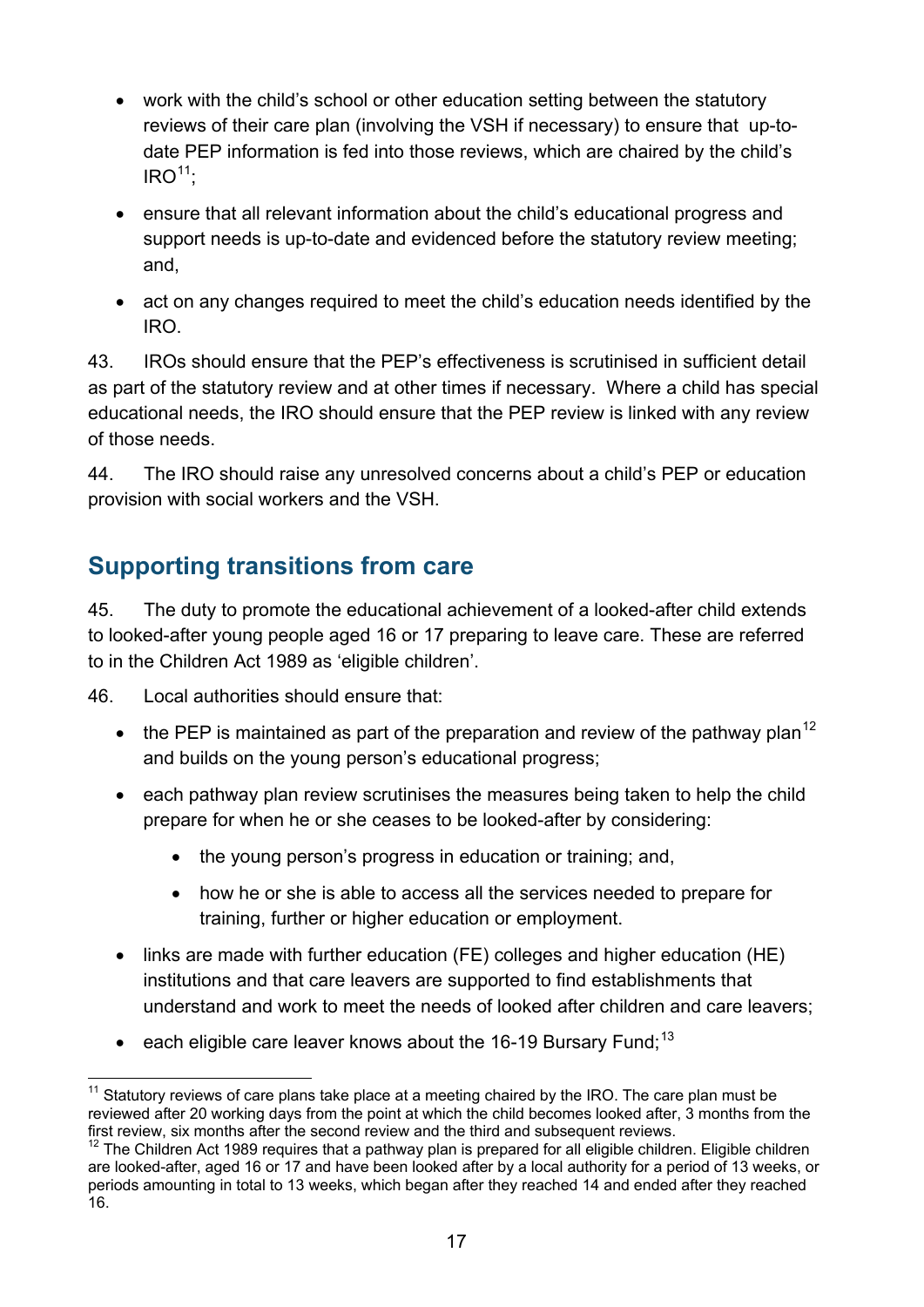- work with the child's school or other education setting between the statutory reviews of their care plan (involving the VSH if necessary) to ensure that up-to-date PEP information is fed into those reviews, which are chaired by the child's IRO[11];
- ensure that all relevant information about the child's educational progress and support needs is up-to-date and evidenced before the statutory review meeting; and,
- act on any changes required to meet the child's education needs identified by the IRO.

43. IROs should ensure that the PEP's effectiveness is scrutinised in sufficient detail as part of the statutory review and at other times if necessary. Where a child has special educational needs, the IRO should ensure that the PEP review is linked with any review of those needs.

44. The IRO should raise any unresolved concerns about a child's PEP or education provision with social workers and the VSH.

## Supporting transitions from care

45. The duty to promote the educational achievement of a looked-after child extends to looked-after young people aged 16 or 17 preparing to leave care. These are referred to in the Children Act 1989 as 'eligible children'.

46. Local authorities should ensure that:

- the PEP is maintained as part of the preparation and review of the pathway plan[12] and builds on the young person's educational progress;
- each pathway plan review scrutinises the measures being taken to help the child prepare for when he or she ceases to be looked-after by considering:
    - the young person's progress in education or training; and,
    - how he or she is able to access all the services needed to prepare for training, further or higher education or employment.
- links are made with further education (FE) colleges and higher education (HE) institutions and that care leavers are supported to find establishments that understand and work to meet the needs of looked after children and care leavers;
- each eligible care leaver knows about the 16-19 Bursary Fund;[13]

---

[11] Statutory reviews of care plans take place at a meeting chaired by the IRO. The care plan must be reviewed after 20 working days from the point at which the child becomes looked after, 3 months from the first review, six months after the second review and the third and subsequent reviews.

[12] The Children Act 1989 requires that a pathway plan is prepared for all eligible children. Eligible children are looked-after, aged 16 or 17 and have been looked after by a local authority for a period of 13 weeks, or periods amounting in total to 13 weeks, which began after they reached 14 and ended after they reached 16.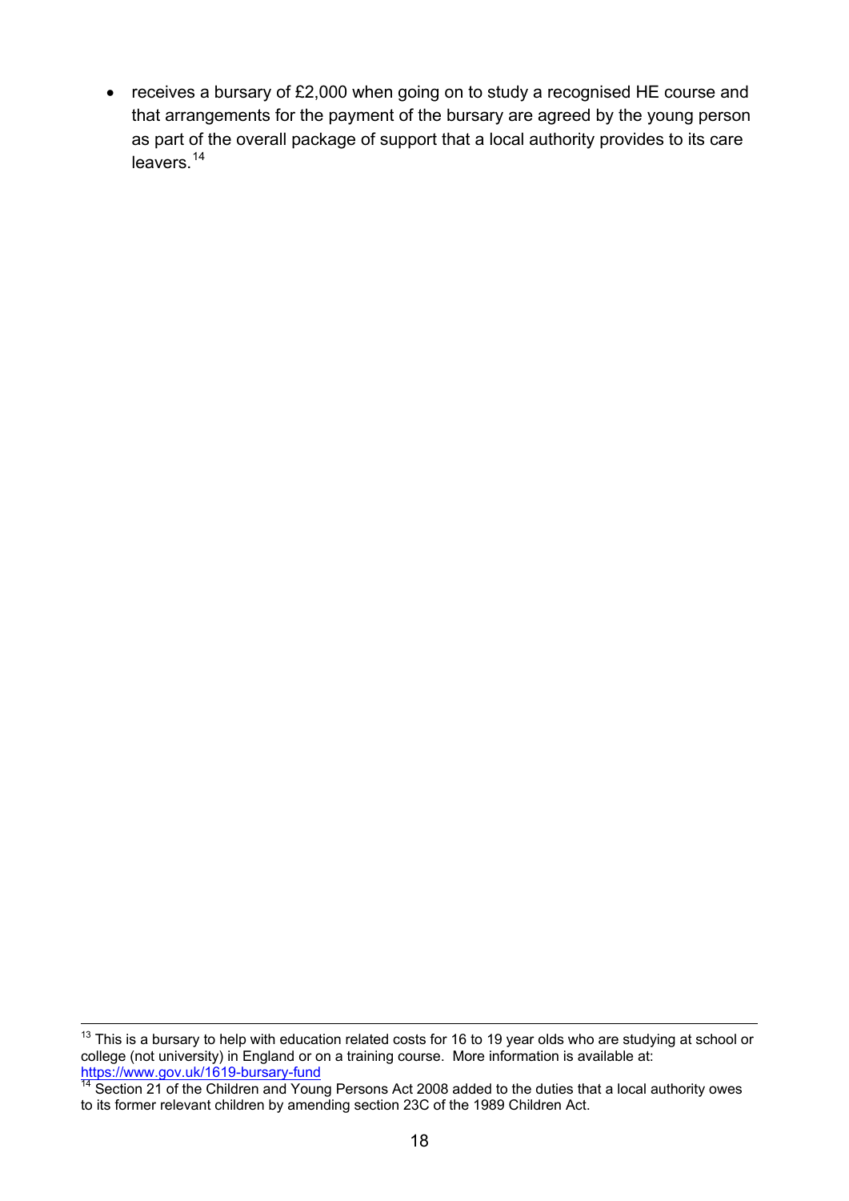- receives a bursary of £2,000 when going on to study a recognised HE course and that arrangements for the payment of the bursary are agreed by the young person as part of the overall package of support that a local authority provides to its care leavers.[14]

---

[13] This is a bursary to help with education related costs for 16 to 19 year olds who are studying at school or college (not university) in England or on a training course. More information is available at: https://www.gov.uk/1619-bursary-fund

[14] Section 21 of the Children and Young Persons Act 2008 added to the duties that a local authority owes to its former relevant children by amending section 23C of the 1989 Children Act.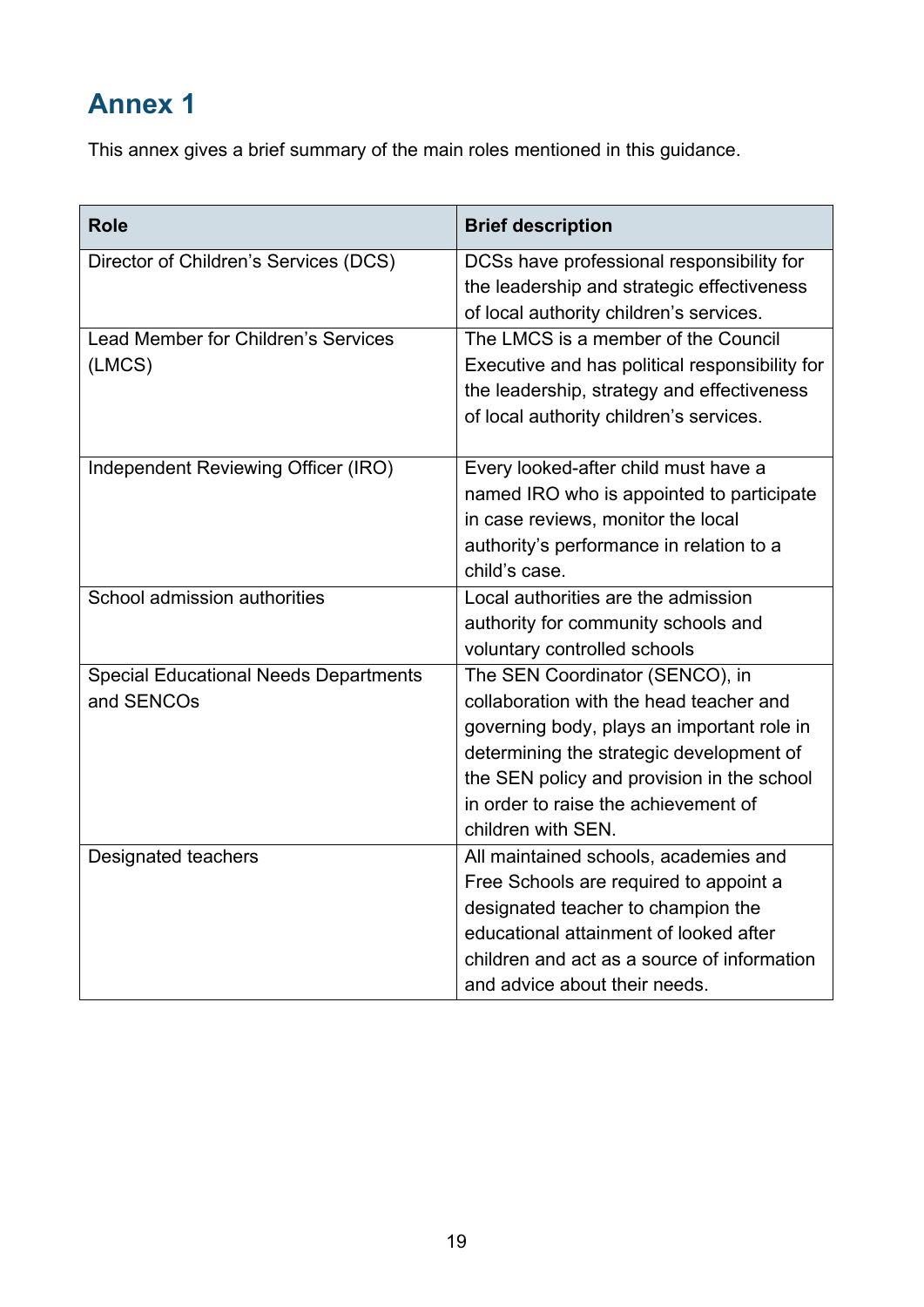# Annex 1

This annex gives a brief summary of the main roles mentioned in this guidance.

| Role | Brief description |
| --- | --- |
| Director of Children's Services (DCS) | DCSs have professional responsibility for the leadership and strategic effectiveness of local authority children's services. |
| Lead Member for Children's Services (LMCS) | The LMCS is a member of the Council Executive and has political responsibility for the leadership, strategy and effectiveness of local authority children's services. |
| Independent Reviewing Officer (IRO) | Every looked-after child must have a named IRO who is appointed to participate in case reviews, monitor the local authority's performance in relation to a child's case. |
| School admission authorities | Local authorities are the admission authority for community schools and voluntary controlled schools |
| Special Educational Needs Departments and SENCOs | The SEN Coordinator (SENCO), in collaboration with the head teacher and governing body, plays an important role in determining the strategic development of the SEN policy and provision in the school in order to raise the achievement of children with SEN. |
| Designated teachers | All maintained schools, academies and Free Schools are required to appoint a designated teacher to champion the educational attainment of looked after children and act as a source of information and advice about their needs. |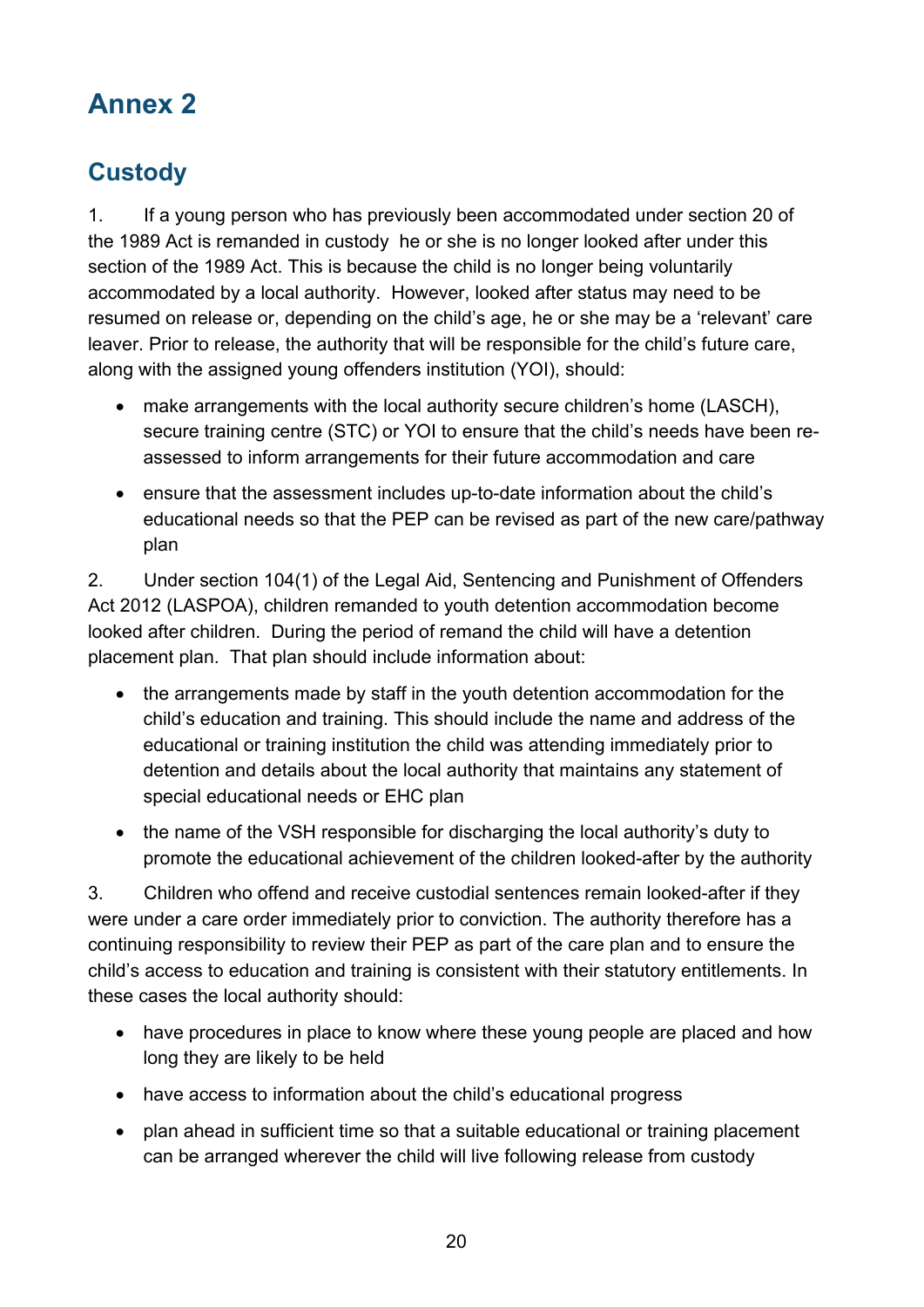# Annex 2

## Custody

1. If a young person who has previously been accommodated under section 20 of the 1989 Act is remanded in custody he or she is no longer looked after under this section of the 1989 Act. This is because the child is no longer being voluntarily accommodated by a local authority. However, looked after status may need to be resumed on release or, depending on the child's age, he or she may be a 'relevant' care leaver. Prior to release, the authority that will be responsible for the child's future care, along with the assigned young offenders institution (YOI), should:

- make arrangements with the local authority secure children's home (LASCH), secure training centre (STC) or YOI to ensure that the child's needs have been re-assessed to inform arrangements for their future accommodation and care
- ensure that the assessment includes up-to-date information about the child's educational needs so that the PEP can be revised as part of the new care/pathway plan

2. Under section 104(1) of the Legal Aid, Sentencing and Punishment of Offenders Act 2012 (LASPOA), children remanded to youth detention accommodation become looked after children. During the period of remand the child will have a detention placement plan. That plan should include information about:

- the arrangements made by staff in the youth detention accommodation for the child's education and training. This should include the name and address of the educational or training institution the child was attending immediately prior to detention and details about the local authority that maintains any statement of special educational needs or EHC plan
- the name of the VSH responsible for discharging the local authority's duty to promote the educational achievement of the children looked-after by the authority

3. Children who offend and receive custodial sentences remain looked-after if they were under a care order immediately prior to conviction. The authority therefore has a continuing responsibility to review their PEP as part of the care plan and to ensure the child's access to education and training is consistent with their statutory entitlements. In these cases the local authority should:

- have procedures in place to know where these young people are placed and how long they are likely to be held
- have access to information about the child's educational progress
- plan ahead in sufficient time so that a suitable educational or training placement can be arranged wherever the child will live following release from custody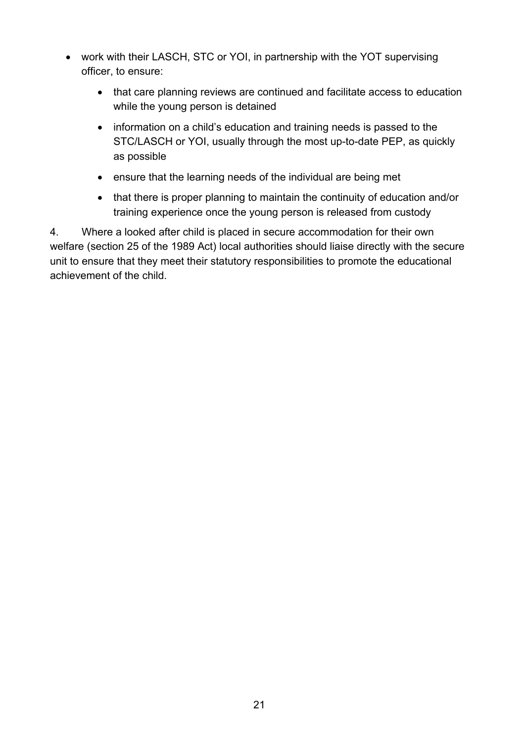- work with their LASCH, STC or YOI, in partnership with the YOT supervising officer, to ensure:
  - that care planning reviews are continued and facilitate access to education while the young person is detained
  - information on a child's education and training needs is passed to the STC/LASCH or YOI, usually through the most up-to-date PEP, as quickly as possible
  - ensure that the learning needs of the individual are being met
  - that there is proper planning to maintain the continuity of education and/or training experience once the young person is released from custody

4. Where a looked after child is placed in secure accommodation for their own welfare (section 25 of the 1989 Act) local authorities should liaise directly with the secure unit to ensure that they meet their statutory responsibilities to promote the educational achievement of the child.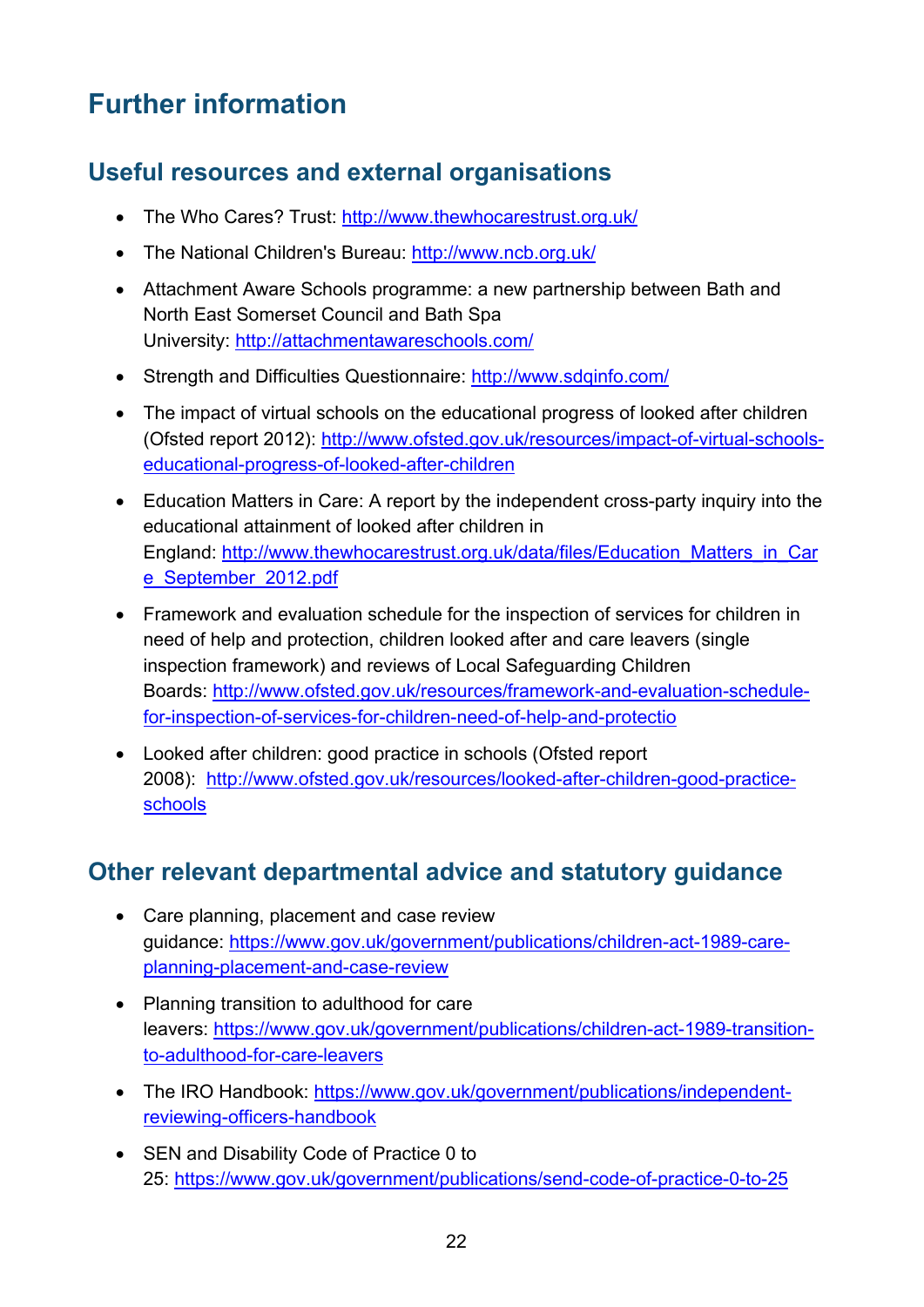# Further information

## Useful resources and external organisations

- The Who Cares? Trust: http://www.thewhocarestrust.org.uk/
- The National Children's Bureau: http://www.ncb.org.uk/
- Attachment Aware Schools programme: a new partnership between Bath and North East Somerset Council and Bath Spa University: http://attachmentawareschools.com/
- Strength and Difficulties Questionnaire: http://www.sdqinfo.com/
- The impact of virtual schools on the educational progress of looked after children (Ofsted report 2012): http://www.ofsted.gov.uk/resources/impact-of-virtual-schools-educational-progress-of-looked-after-children
- Education Matters in Care: A report by the independent cross-party inquiry into the educational attainment of looked after children in England: http://www.thewhocarestrust.org.uk/data/files/Education_Matters_in_Care_September_2012.pdf
- Framework and evaluation schedule for the inspection of services for children in need of help and protection, children looked after and care leavers (single inspection framework) and reviews of Local Safeguarding Children Boards: http://www.ofsted.gov.uk/resources/framework-and-evaluation-schedule-for-inspection-of-services-for-children-need-of-help-and-protectio
- Looked after children: good practice in schools (Ofsted report 2008): http://www.ofsted.gov.uk/resources/looked-after-children-good-practice-schools

## Other relevant departmental advice and statutory guidance

- Care planning, placement and case review guidance: https://www.gov.uk/government/publications/children-act-1989-care-planning-placement-and-case-review
- Planning transition to adulthood for care leavers: https://www.gov.uk/government/publications/children-act-1989-transition-to-adulthood-for-care-leavers
- The IRO Handbook: https://www.gov.uk/government/publications/independent-reviewing-officers-handbook
- SEN and Disability Code of Practice 0 to 25: https://www.gov.uk/government/publications/send-code-of-practice-0-to-25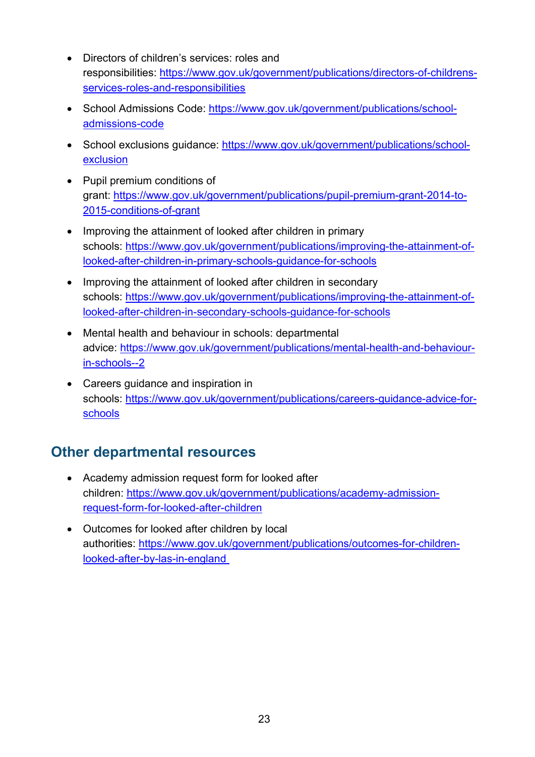- Directors of children's services: roles and responsibilities: https://www.gov.uk/government/publications/directors-of-childrens-services-roles-and-responsibilities
- School Admissions Code: https://www.gov.uk/government/publications/school-admissions-code
- School exclusions guidance: https://www.gov.uk/government/publications/school-exclusion
- Pupil premium conditions of grant: https://www.gov.uk/government/publications/pupil-premium-grant-2014-to-2015-conditions-of-grant
- Improving the attainment of looked after children in primary schools: https://www.gov.uk/government/publications/improving-the-attainment-of-looked-after-children-in-primary-schools-guidance-for-schools
- Improving the attainment of looked after children in secondary schools: https://www.gov.uk/government/publications/improving-the-attainment-of-looked-after-children-in-secondary-schools-guidance-for-schools
- Mental health and behaviour in schools: departmental advice: https://www.gov.uk/government/publications/mental-health-and-behaviour-in-schools--2
- Careers guidance and inspiration in schools: https://www.gov.uk/government/publications/careers-guidance-advice-for-schools

## Other departmental resources

- Academy admission request form for looked after children: https://www.gov.uk/government/publications/academy-admission-request-form-for-looked-after-children
- Outcomes for looked after children by local authorities: https://www.gov.uk/government/publications/outcomes-for-children-looked-after-by-las-in-england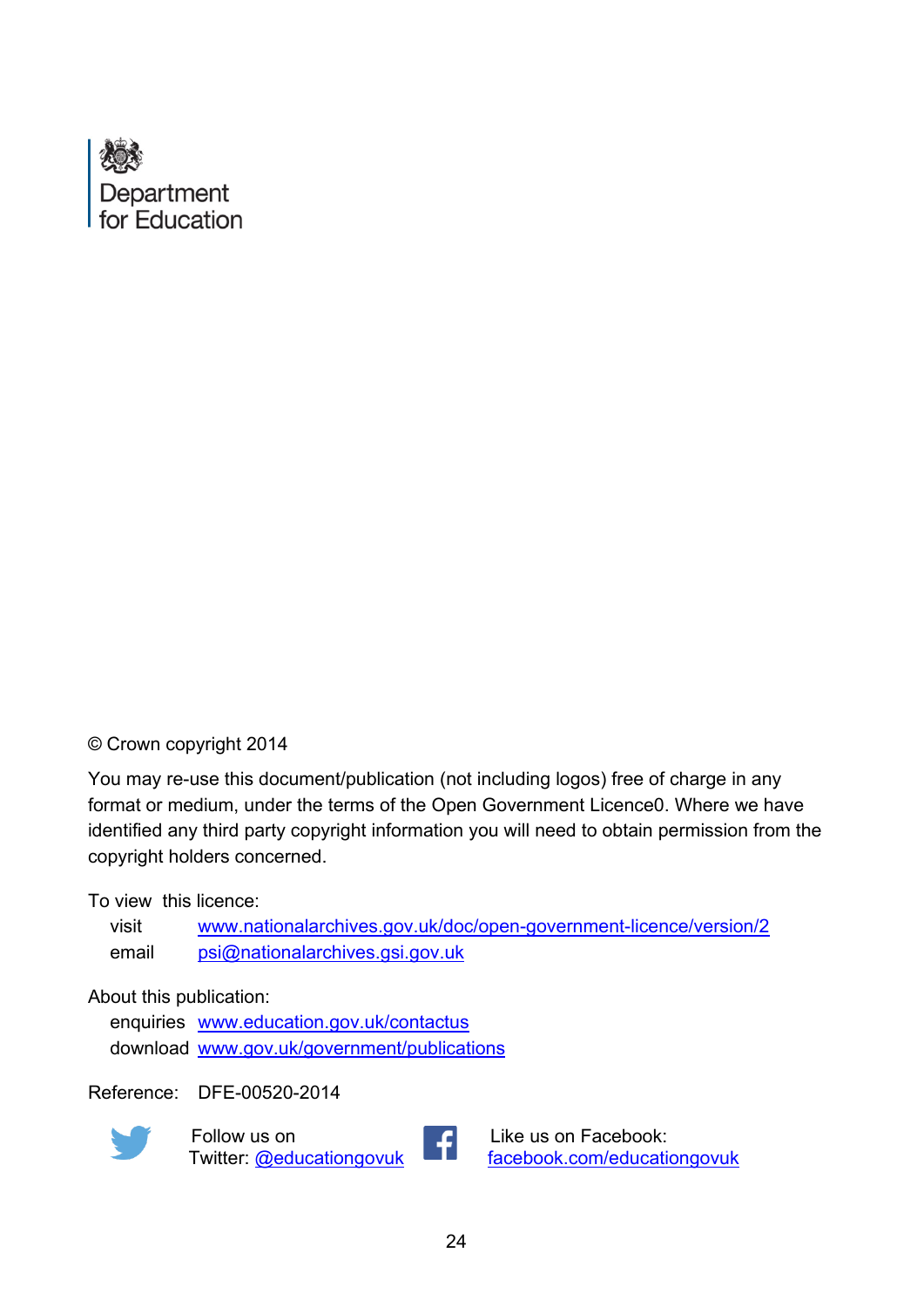Department for Education

© Crown copyright 2014

You may re-use this document/publication (not including logos) free of charge in any format or medium, under the terms of the Open Government Licence0. Where we have identified any third party copyright information you will need to obtain permission from the copyright holders concerned.

To view this licence:

visit www.nationalarchives.gov.uk/doc/open-government-licence/version/2
email psi@nationalarchives.gsi.gov.uk

About this publication:

enquiries www.education.gov.uk/contactus
download www.gov.uk/government/publications

Reference: DFE-00520-2014

Follow us on Twitter: @educationgovuk

Like us on Facebook: facebook.com/educationgovuk